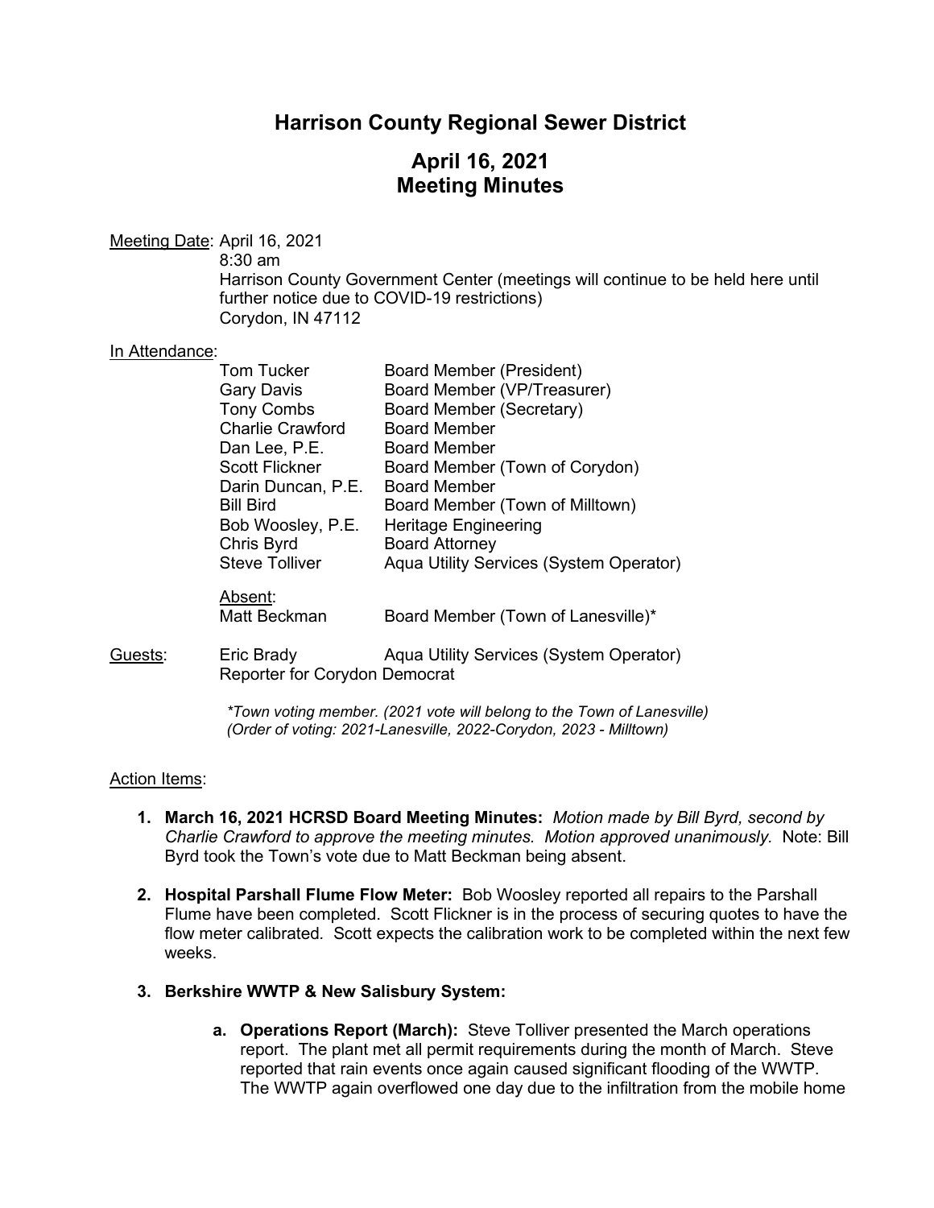# Harrison County Regional Sewer District

## April 16, 2021
## Meeting Minutes

Meeting Date: April 16, 2021
8:30 am
Harrison County Government Center (meetings will continue to be held here until further notice due to COVID-19 restrictions)
Corydon, IN 47112

In Attendance:

| | |
|---|---|
| Tom Tucker | Board Member (President) |
| Gary Davis | Board Member (VP/Treasurer) |
| Tony Combs | Board Member (Secretary) |
| Charlie Crawford | Board Member |
| Dan Lee, P.E. | Board Member |
| Scott Flickner | Board Member (Town of Corydon) |
| Darin Duncan, P.E. | Board Member |
| Bill Bird | Board Member (Town of Milltown) |
| Bob Woosley, P.E. | Heritage Engineering |
| Chris Byrd | Board Attorney |
| Steve Tolliver | Aqua Utility Services (System Operator) |

Absent:

| | |
|---|---|
| Matt Beckman | Board Member (Town of Lanesville)* |

Guests:

| | |
|---|---|
| Eric Brady | Aqua Utility Services (System Operator) |
| Reporter for Corydon Democrat | |

*\*Town voting member. (2021 vote will belong to the Town of Lanesville)*
*(Order of voting: 2021-Lanesville, 2022-Corydon, 2023 - Milltown)*

Action Items:

1. **March 16, 2021 HCRSD Board Meeting Minutes:** *Motion made by Bill Byrd, second by Charlie Crawford to approve the meeting minutes. Motion approved unanimously.* Note: Bill Byrd took the Town's vote due to Matt Beckman being absent.

2. **Hospital Parshall Flume Flow Meter:** Bob Woosley reported all repairs to the Parshall Flume have been completed. Scott Flickner is in the process of securing quotes to have the flow meter calibrated. Scott expects the calibration work to be completed within the next few weeks.

3. **Berkshire WWTP & New Salisbury System:**

   a. **Operations Report (March):** Steve Tolliver presented the March operations report. The plant met all permit requirements during the month of March. Steve reported that rain events once again caused significant flooding of the WWTP. The WWTP again overflowed one day due to the infiltration from the mobile home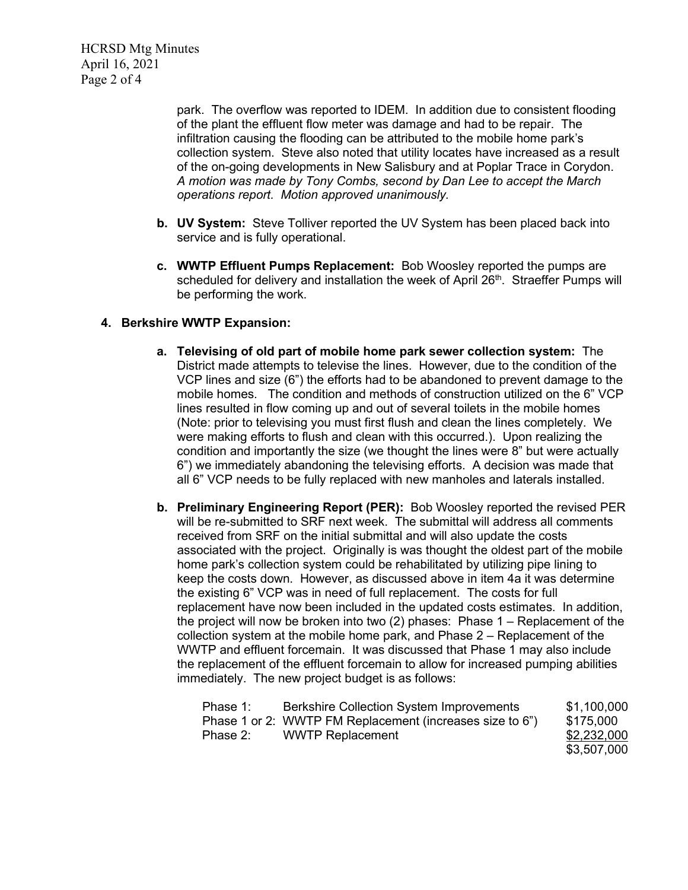park. The overflow was reported to IDEM. In addition due to consistent flooding of the plant the effluent flow meter was damage and had to be repair. The infiltration causing the flooding can be attributed to the mobile home park's collection system. Steve also noted that utility locates have increased as a result of the on-going developments in New Salisbury and at Poplar Trace in Corydon. *A motion was made by Tony Combs, second by Dan Lee to accept the March operations report. Motion approved unanimously.*

**b. UV System:** Steve Tolliver reported the UV System has been placed back into service and is fully operational.

**c. WWTP Effluent Pumps Replacement:** Bob Woosley reported the pumps are scheduled for delivery and installation the week of April 26th. Straeffer Pumps will be performing the work.

**4. Berkshire WWTP Expansion:**

**a. Televising of old part of mobile home park sewer collection system:** The District made attempts to televise the lines. However, due to the condition of the VCP lines and size (6") the efforts had to be abandoned to prevent damage to the mobile homes. The condition and methods of construction utilized on the 6" VCP lines resulted in flow coming up and out of several toilets in the mobile homes (Note: prior to televising you must first flush and clean the lines completely. We were making efforts to flush and clean with this occurred.). Upon realizing the condition and importantly the size (we thought the lines were 8" but were actually 6") we immediately abandoning the televising efforts. A decision was made that all 6" VCP needs to be fully replaced with new manholes and laterals installed.

**b. Preliminary Engineering Report (PER):** Bob Woosley reported the revised PER will be re-submitted to SRF next week. The submittal will address all comments received from SRF on the initial submittal and will also update the costs associated with the project. Originally is was thought the oldest part of the mobile home park's collection system could be rehabilitated by utilizing pipe lining to keep the costs down. However, as discussed above in item 4a it was determine the existing 6" VCP was in need of full replacement. The costs for full replacement have now been included in the updated costs estimates. In addition, the project will now be broken into two (2) phases: Phase 1 – Replacement of the collection system at the mobile home park, and Phase 2 – Replacement of the WWTP and effluent forcemain. It was discussed that Phase 1 may also include the replacement of the effluent forcemain to allow for increased pumping abilities immediately. The new project budget is as follows:

| Phase | Description | Cost |
|---|---|---|
| Phase 1: | Berkshire Collection System Improvements | \$1,100,000 |
| Phase 1 or 2: | WWTP FM Replacement (increases size to 6") | \$175,000 |
| Phase 2: | WWTP Replacement | \$2,232,000 |
| | | \$3,507,000 |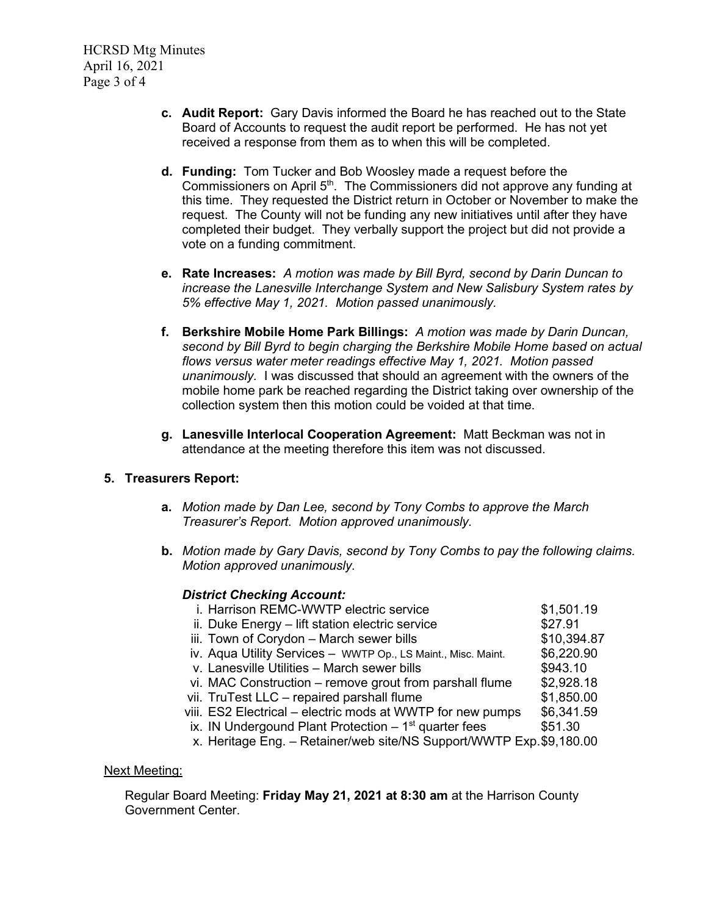c. **Audit Report:** Gary Davis informed the Board he has reached out to the State Board of Accounts to request the audit report be performed. He has not yet received a response from them as to when this will be completed.

d. **Funding:** Tom Tucker and Bob Woosley made a request before the Commissioners on April 5th. The Commissioners did not approve any funding at this time. They requested the District return in October or November to make the request. The County will not be funding any new initiatives until after they have completed their budget. They verbally support the project but did not provide a vote on a funding commitment.

e. **Rate Increases:** *A motion was made by Bill Byrd, second by Darin Duncan to increase the Lanesville Interchange System and New Salisbury System rates by 5% effective May 1, 2021. Motion passed unanimously.*

f. **Berkshire Mobile Home Park Billings:** *A motion was made by Darin Duncan, second by Bill Byrd to begin charging the Berkshire Mobile Home based on actual flows versus water meter readings effective May 1, 2021. Motion passed unanimously.* I was discussed that should an agreement with the owners of the mobile home park be reached regarding the District taking over ownership of the collection system then this motion could be voided at that time.

g. **Lanesville Interlocal Cooperation Agreement:** Matt Beckman was not in attendance at the meeting therefore this item was not discussed.

**5. Treasurers Report:**

a. *Motion made by Dan Lee, second by Tony Combs to approve the March Treasurer's Report. Motion approved unanimously.*

b. *Motion made by Gary Davis, second by Tony Combs to pay the following claims. Motion approved unanimously.*

***District Checking Account:***

| | |
|---|---|
| i. Harrison REMC-WWTP electric service | $1,501.19 |
| ii. Duke Energy – lift station electric service | $27.91 |
| iii. Town of Corydon – March sewer bills | $10,394.87 |
| iv. Aqua Utility Services – WWTP Op., LS Maint., Misc. Maint. | $6,220.90 |
| v. Lanesville Utilities – March sewer bills | $943.10 |
| vi. MAC Construction – remove grout from parshall flume | $2,928.18 |
| vii. TruTest LLC – repaired parshall flume | $1,850.00 |
| viii. ES2 Electrical – electric mods at WWTP for new pumps | $6,341.59 |
| ix. IN Undergound Plant Protection – 1st quarter fees | $51.30 |
| x. Heritage Eng. – Retainer/web site/NS Support/WWTP Exp. | $9,180.00 |

Next Meeting:

Regular Board Meeting: **Friday May 21, 2021 at 8:30 am** at the Harrison County Government Center.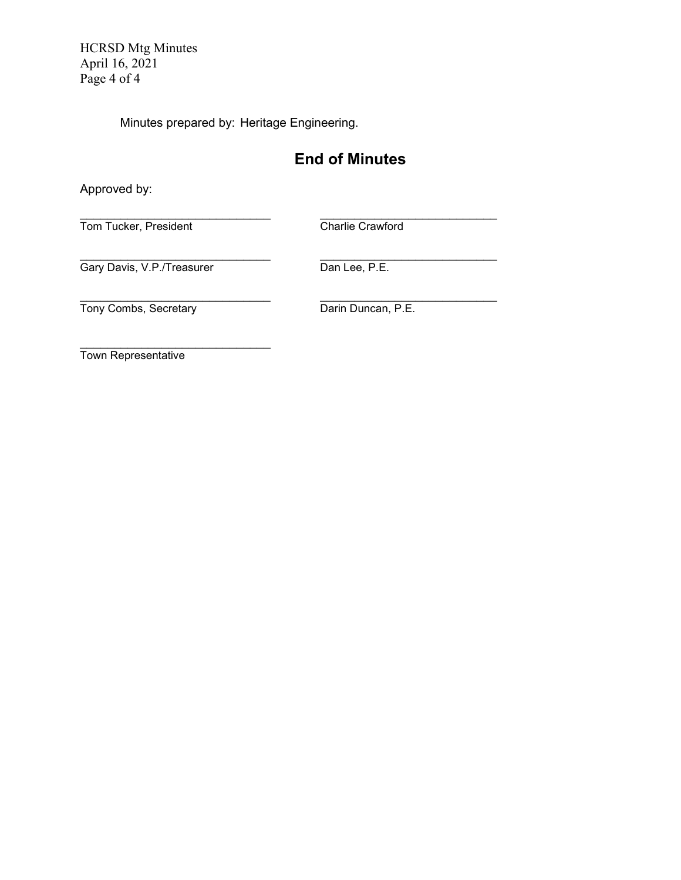Minutes prepared by: Heritage Engineering.

## End of Minutes

Approved by:

| | |
|---|---|
| ______________________________ | ______________________________ |
| Tom Tucker, President | Charlie Crawford |
| ______________________________ | ______________________________ |
| Gary Davis, V.P./Treasurer | Dan Lee, P.E. |
| ______________________________ | ______________________________ |
| Tony Combs, Secretary | Darin Duncan, P.E. |
| ______________________________ | |
| Town Representative | |